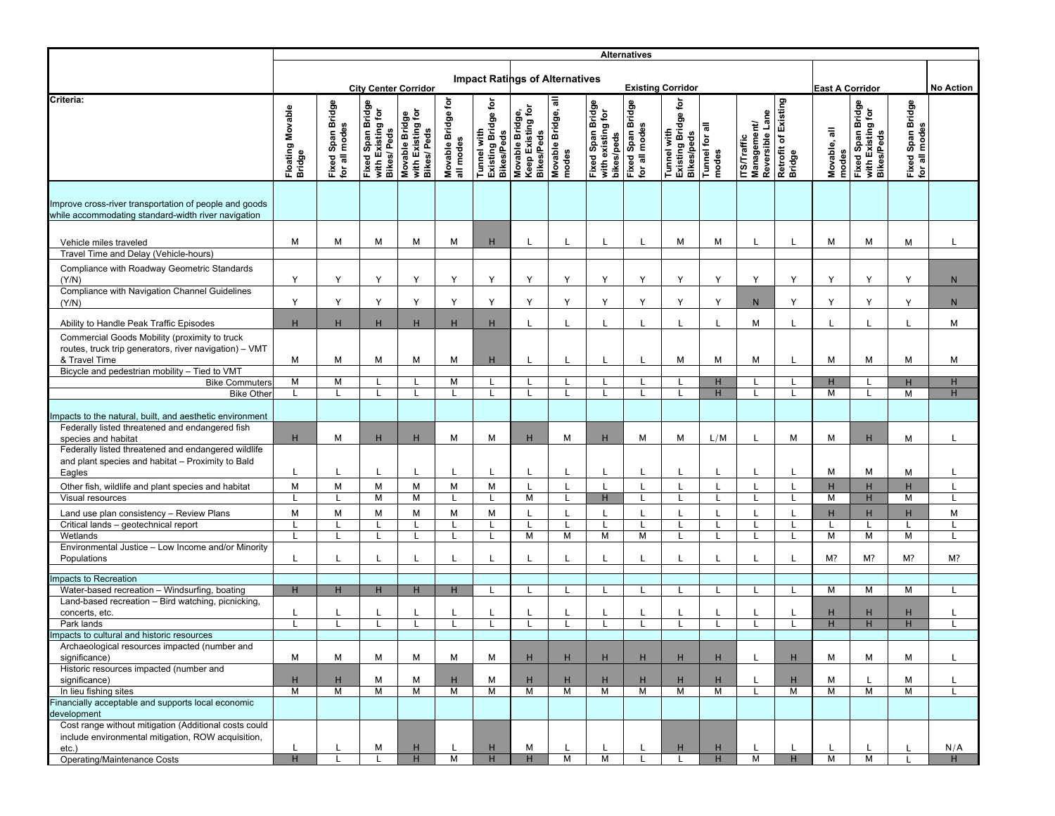| | Alternatives | | | | | | | | | | | | | | | | | |
|---|---|---|---|---|---|---|---|---|---|---|---|---|---|---|---|---|---|---|
| | Impact Ratings of Alternatives | | | | | | | | | | | | | | | | | |
| | City Center Corridor | | | | | | Existing Corridor | | | | | | | | East A Corridor | | | No Action |
| Criteria: | Floating Movable Bridge | Fixed Span Bridge for all modes | Fixed Span Bridge with Existing for Bikes/ Peds | Movable Bridge with Existing for Bikes/ Peds | Movable Bridge for all modes | Tunnel with Existing Bridge for Bikes/Peds | Movable Bridge, Keep Existing for Bikes/Peds | Movable Bridge, all modes | Fixed Span Bridge with existing for bikes/peds | Fixed Span Bridge for all modes | Tunnel with Existing Bridge for Bikes/peds | Tunnel for all modes | ITS/Traffic Management/ Reversible Lane | Retrofit of Existing Bridge | Movable, all modes | Fixed Span Bridge with Existing for Bikes/Peds | Fixed Span Bridge for all modes | |
| Improve cross-river transportation of people and goods while accommodating standard-width river navigation | | | | | | | | | | | | | | | | | | |
| Vehicle miles traveled | M | M | M | M | M | H | L | L | L | L | M | M | L | L | M | M | M | L |
| Travel Time and Delay (Vehicle-hours) | | | | | | | | | | | | | | | | | | |
| Compliance with Roadway Geometric Standards (Y/N) | Y | Y | Y | Y | Y | Y | Y | Y | Y | Y | Y | Y | Y | Y | Y | Y | Y | N |
| Compliance with Navigation Channel Guidelines (Y/N) | Y | Y | Y | Y | Y | Y | Y | Y | Y | Y | Y | Y | N | Y | Y | Y | Y | N |
| Ability to Handle Peak Traffic Episodes | H | H | H | H | H | H | L | L | L | L | L | L | M | L | L | L | L | M |
| Commercial Goods Mobility (proximity to truck routes, truck trip generators, river navigation) – VMT & Travel Time | M | M | M | M | M | H | L | L | L | L | M | M | M | L | M | M | M | M |
| Bicycle and pedestrian mobility – Tied to VMT | | | | | | | | | | | | | | | | | | |
| Bike Commuters | M | M | L | L | M | L | L | L | L | L | L | H | L | L | H | L | H | H |
| Bike Other | L | L | L | L | L | L | L | L | L | L | L | H | L | L | M | L | M | H |
| Impacts to the natural, built, and aesthetic environment | | | | | | | | | | | | | | | | | | |
| Federally listed threatened and endangered fish species and habitat | H | M | H | H | M | M | H | M | H | M | M | L/M | L | M | M | H | M | L |
| Federally listed threatened and endangered wildlife and plant species and habitat – Proximity to Bald Eagles | L | L | L | L | L | L | L | L | L | L | L | L | L | L | M | M | M | L |
| Other fish, wildlife and plant species and habitat | M | M | M | M | M | M | L | L | L | L | L | L | L | L | H | H | H | L |
| Visual resources | L | L | M | M | L | L | M | L | H | L | L | L | L | L | M | H | M | L |
| Land use plan consistency – Review Plans | M | M | M | M | M | M | L | L | L | L | L | L | L | L | H | H | H | M |
| Critical lands – geotechnical report | L | L | L | L | L | L | L | L | L | L | L | L | L | L | L | L | L | L |
| Wetlands | L | L | L | L | L | L | M | M | M | M | L | L | L | L | M | M | M | L |
| Environmental Justice – Low Income and/or Minority Populations | L | L | L | L | L | L | L | L | L | L | L | L | L | L | M? | M? | M? | M? |
| Impacts to Recreation | | | | | | | | | | | | | | | | | | |
| Water-based recreation – Windsurfing, boating | H | H | H | H | H | L | L | L | L | L | L | L | L | L | M | M | M | L |
| Land-based recreation – Bird watching, picnicking, concerts, etc. | L | L | L | L | L | L | L | L | L | L | L | L | L | L | H | H | H | L |
| Park lands | L | L | L | L | L | L | L | L | L | L | L | L | L | L | H | H | H | L |
| Impacts to cultural and historic resources | | | | | | | | | | | | | | | | | | |
| Archaeological resources impacted (number and significance) | M | M | M | M | M | M | H | H | H | H | H | H | L | H | M | M | M | L |
| Historic resources impacted (number and significance) | H | H | M | M | H | M | H | H | H | H | H | H | L | H | M | L | M | L |
| In lieu fishing sites | M | M | M | M | M | M | M | M | M | M | M | M | L | M | M | M | M | L |
| Financially acceptable and supports local economic development | | | | | | | | | | | | | | | | | | |
| Cost range without mitigation (Additional costs could include environmental mitigation, ROW acquisition, etc.) | L | L | M | H | L | H | M | L | L | L | H | H | L | L | L | L | L | N/A |
| Operating/Maintenance Costs | H | L | L | H | M | H | H | M | M | L | L | H | M | H | M | M | L | H |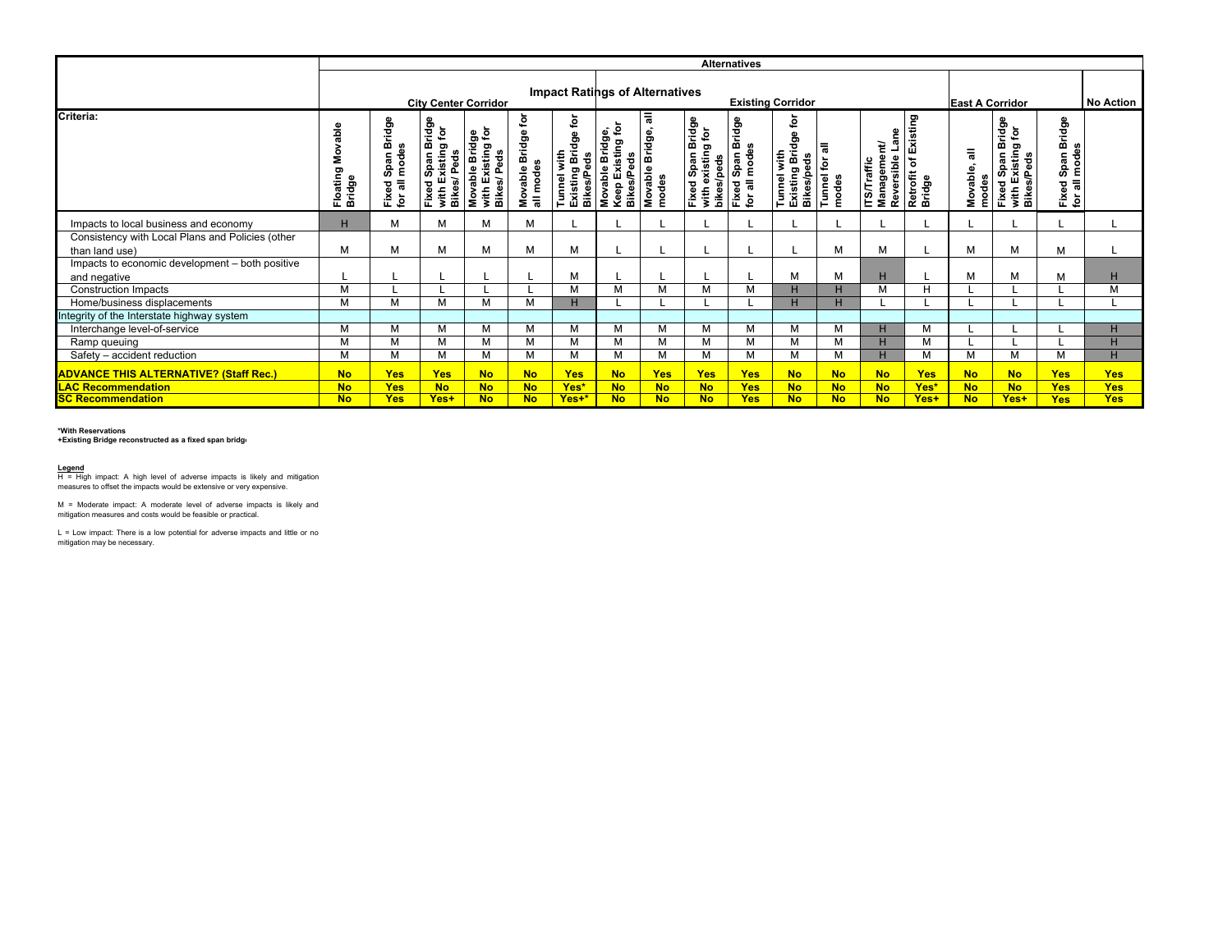| | Alternatives | | | | | | | | | | | | | | | | | | |
|---|---|---|---|---|---|---|---|---|---|---|---|---|---|---|---|---|---|---|---|
| | Impact Ratings of Alternatives | | | | | | | | | | | | | | | | | | |
| | City Center Corridor | | | | | Existing Corridor | | | | | | | | | | East A Corridor | | | No Action |
| Criteria: | Floating Movable Bridge | Fixed Span Bridge for all modes | Fixed Span Bridge with Existing for Bikes/ Peds | Movable Bridge with Existing for Bikes/ Peds | Movable Bridge for all modes | Tunnel with Existing Bridge for Bikes/Peds | Movable Bridge, Keep Existing for Bikes/Peds | Movable Bridge, all modes | Fixed Span Bridge with existing for bikes/peds | Fixed Span Bridge for all modes | Tunnel with Existing Bridge for Bikes/peds | Tunnel for all modes | ITS/Traffic Management/ Reversible Lane | Retrofit of Existing Bridge | Movable, all modes | Fixed Span Bridge with Existing for Bikes/Peds | Fixed Span Bridge for all modes | |
| Impacts to local business and economy | H | M | M | M | M | L | L | L | L | L | L | L | L | L | L | L | L | L |
| Consistency with Local Plans and Policies (other than land use) | M | M | M | M | M | M | L | L | L | L | L | M | M | L | M | M | M | L |
| Impacts to economic development – both positive and negative | L | L | L | L | L | M | L | L | L | L | M | M | H | L | M | M | M | H |
| Construction Impacts | M | L | L | L | L | M | M | M | M | M | H | H | M | H | L | L | L | M |
| Home/business displacements | M | M | M | M | M | H | L | L | L | L | H | H | L | L | L | L | L | L |
| Integrity of the Interstate highway system | | | | | | | | | | | | | | | | | | |
| Interchange level-of-service | M | M | M | M | M | M | M | M | M | M | M | M | H | M | L | L | L | H |
| Ramp queuing | M | M | M | M | M | M | M | M | M | M | M | M | H | M | L | L | L | H |
| Safety – accident reduction | M | M | M | M | M | M | M | M | M | M | M | M | H | M | M | M | M | H |
| **ADVANCE THIS ALTERNATIVE? (Staff Rec.)** | **No** | **Yes** | **Yes** | **No** | **No** | **Yes** | **No** | **Yes** | **Yes** | **Yes** | **No** | **No** | **No** | **Yes** | **No** | **No** | **Yes** | **Yes** |
| **LAC Recommendation** | **No** | **Yes** | **No** | **No** | **No** | **Yes*** | **No** | **No** | **No** | **Yes** | **No** | **No** | **No** | **Yes*** | **No** | **No** | **Yes** | **Yes** |
| **SC Recommendation** | **No** | **Yes** | **Yes+** | **No** | **No** | **Yes+*** | **No** | **No** | **No** | **Yes** | **No** | **No** | **No** | **Yes+** | **No** | **Yes+** | **Yes** | **Yes** |

**\*With Reservations**
**+Existing Bridge reconstructed as a fixed span bridg**

**Legend**
H = High impact: A high level of adverse impacts is likely and mitigation measures to offset the impacts would be extensive or very expensive.

M = Moderate impact: A moderate level of adverse impacts is likely and mitigation measures and costs would be feasible or practical.

L = Low impact: There is a low potential for adverse impacts and little or no mitigation may be necessary.